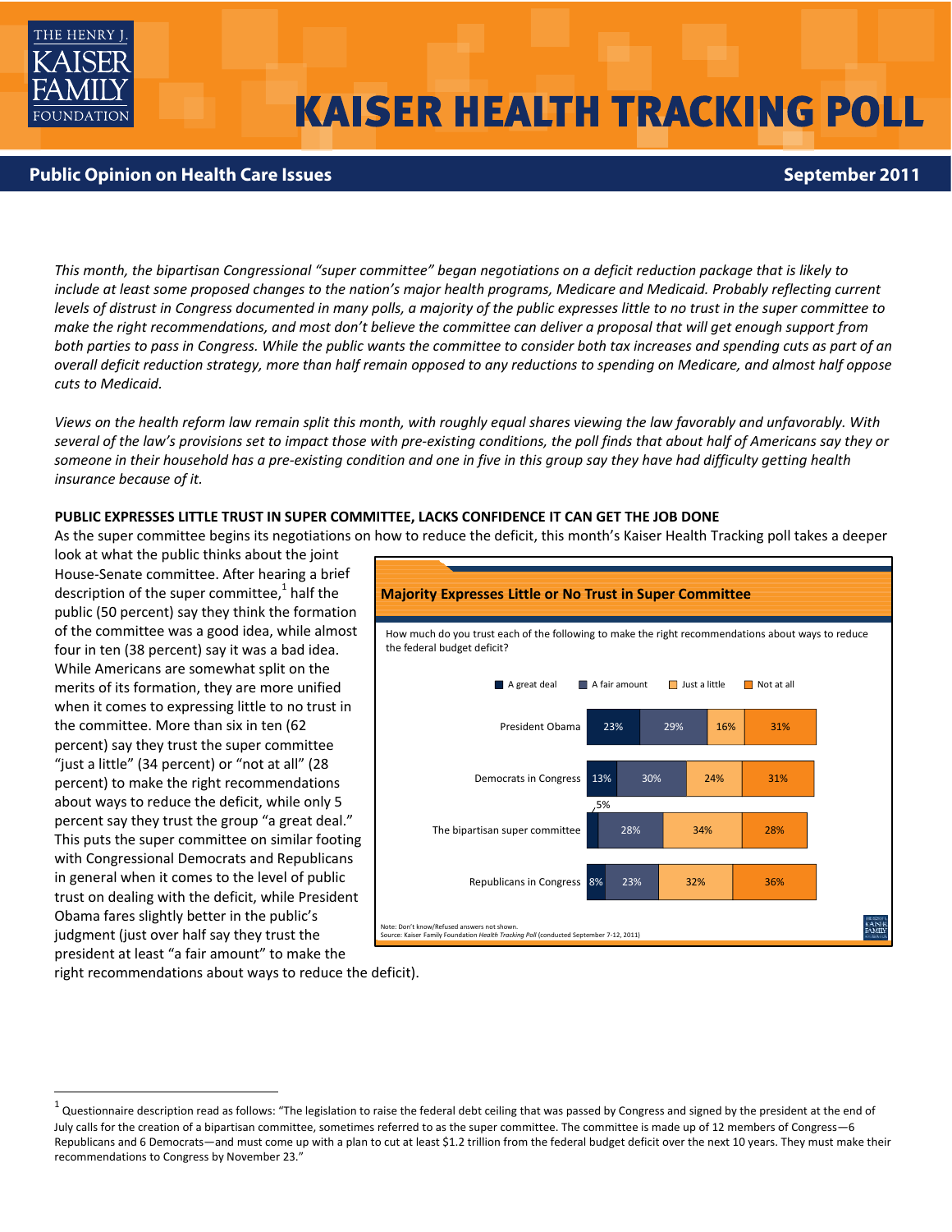# KAISER HEALTH TRACKING POLL

**Public Opinion on Health Care Issues** — **September 2011**

*This month, the bipartisan Congressional "super committee" began negotiations on a deficit reduction package that is likely to include at least some proposed changes to the nation's major health programs, Medicare and Medicaid. Probably reflecting current levels of distrust in Congress documented in many polls, a majority of the public expresses little to no trust in the super committee to make the right recommendations, and most don't believe the committee can deliver a proposal that will get enough support from both parties to pass in Congress. While the public wants the committee to consider both tax increases and spending cuts as part of an overall deficit reduction strategy, more than half remain opposed to any reductions to spending on Medicare, and almost half oppose cuts to Medicaid.*

*Views on the health reform law remain split this month, with roughly equal shares viewing the law favorably and unfavorably. With several of the law's provisions set to impact those with pre-existing conditions, the poll finds that about half of Americans say they or someone in their household has a pre-existing condition and one in five in this group say they have had difficulty getting health insurance because of it.*

**PUBLIC EXPRESSES LITTLE TRUST IN SUPER COMMITTEE, LACKS CONFIDENCE IT CAN GET THE JOB DONE**

As the super committee begins its negotiations on how to reduce the deficit, this month's Kaiser Health Tracking poll takes a deeper look at what the public thinks about the joint House-Senate committee. After hearing a brief description of the super committee,[1] half the public (50 percent) say they think the formation of the committee was a good idea, while almost four in ten (38 percent) say it was a bad idea. While Americans are somewhat split on the merits of its formation, they are more unified when it comes to expressing little to no trust in the committee. More than six in ten (62 percent) say they trust the super committee "just a little" (34 percent) or "not at all" (28 percent) to make the right recommendations about ways to reduce the deficit, while only 5 percent say they trust the group "a great deal." This puts the super committee on similar footing with Congressional Democrats and Republicans in general when it comes to the level of public trust on dealing with the deficit, while President Obama fares slightly better in the public's judgment (just over half say they trust the president at least "a fair amount" to make the right recommendations about ways to reduce the deficit).

**Majority Expresses Little or No Trust in Super Committee**

How much do you trust each of the following to make the right recommendations about ways to reduce the federal budget deficit?

| | A great deal | A fair amount | Just a little | Not at all |
|---|---|---|---|---|
| President Obama | 23% | 29% | 16% | 31% |
| Democrats in Congress | 13% | 30% | 24% | 31% |
| The bipartisan super committee | 5% | 28% | 34% | 28% |
| Republicans in Congress | 8% | 23% | 32% | 36% |

Note: Don't know/Refused answers not shown.
Source: Kaiser Family Foundation *Health Tracking Poll* (conducted September 7-12, 2011)

[1] Questionnaire description read as follows: "The legislation to raise the federal debt ceiling that was passed by Congress and signed by the president at the end of July calls for the creation of a bipartisan committee, sometimes referred to as the super committee. The committee is made up of 12 members of Congress—6 Republicans and 6 Democrats—and must come up with a plan to cut at least $1.2 trillion from the federal budget deficit over the next 10 years. They must make their recommendations to Congress by November 23."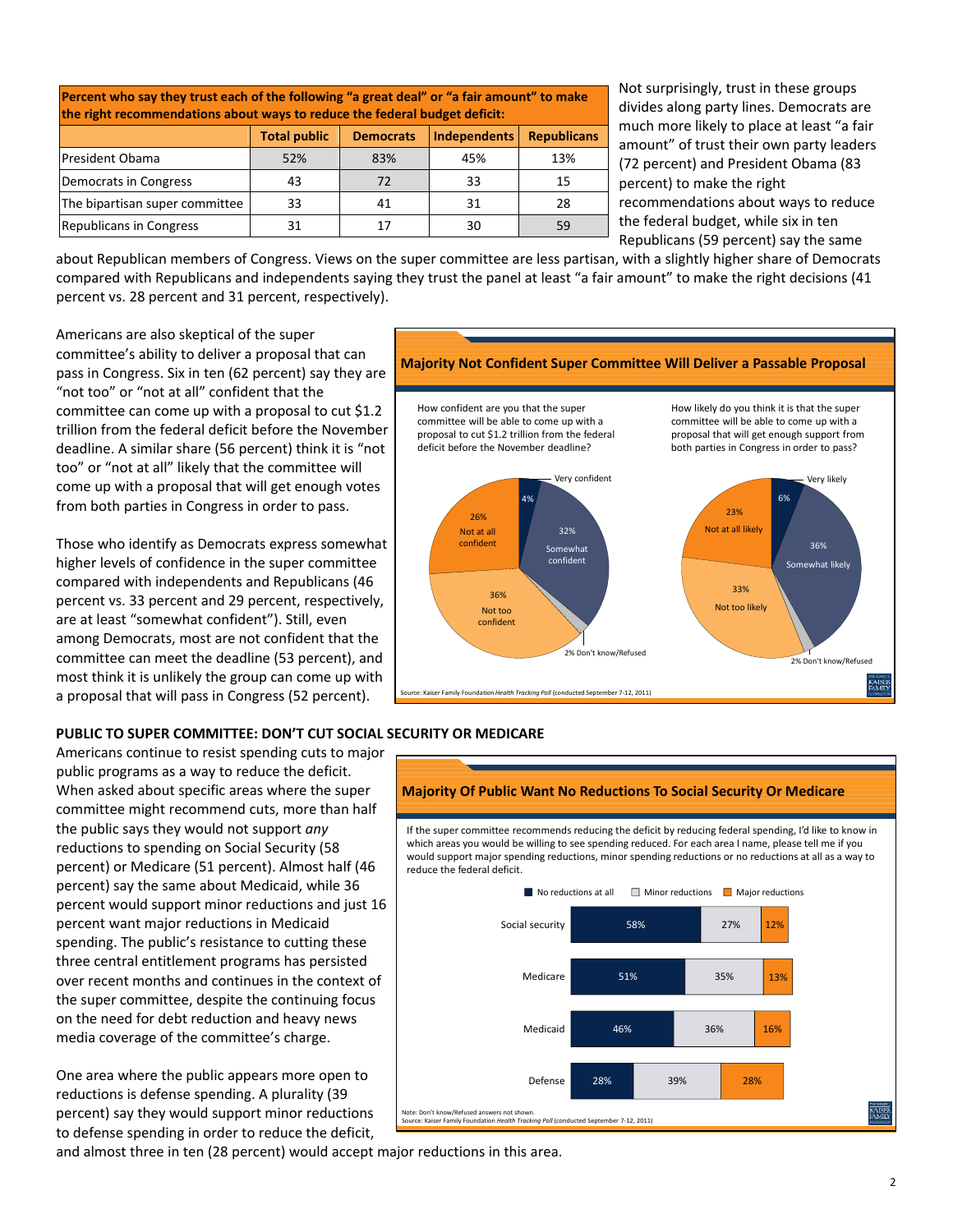| Percent who say they trust each of the following "a great deal" or "a fair amount" to make the right recommendations about ways to reduce the federal budget deficit: | | | | |
|---|---|---|---|---|
| | Total public | Democrats | Independents | Republicans |
| President Obama | 52% | 83% | 45% | 13% |
| Democrats in Congress | 43 | 72 | 33 | 15 |
| The bipartisan super committee | 33 | 41 | 31 | 28 |
| Republicans in Congress | 31 | 17 | 30 | 59 |

Not surprisingly, trust in these groups divides along party lines. Democrats are much more likely to place at least "a fair amount" of trust their own party leaders (72 percent) and President Obama (83 percent) to make the right recommendations about ways to reduce the federal budget, while six in ten Republicans (59 percent) say the same about Republican members of Congress. Views on the super committee are less partisan, with a slightly higher share of Democrats compared with Republicans and independents saying they trust the panel at least "a fair amount" to make the right decisions (41 percent vs. 28 percent and 31 percent, respectively).

Americans are also skeptical of the super committee's ability to deliver a proposal that can pass in Congress. Six in ten (62 percent) say they are "not too" or "not at all" confident that the committee can come up with a proposal to cut $1.2 trillion from the federal deficit before the November deadline. A similar share (56 percent) think it is "not too" or "not at all" likely that the committee will come up with a proposal that will get enough votes from both parties in Congress in order to pass.

Those who identify as Democrats express somewhat higher levels of confidence in the super committee compared with independents and Republicans (46 percent vs. 33 percent and 29 percent, respectively, are at least "somewhat confident"). Still, even among Democrats, most are not confident that the committee can meet the deadline (53 percent), and most think it is unlikely the group can come up with a proposal that will pass in Congress (52 percent).

**Majority Not Confident Super Committee Will Deliver a Passable Proposal**

How confident are you that the super committee will be able to come up with a proposal to cut $1.2 trillion from the federal deficit before the November deadline?

- Very confident: 4%
- Somewhat confident: 32%
- Not too confident: 36%
- Not at all confident: 26%
- Don't know/Refused: 2%

How likely do you think it is that the super committee will be able to come up with a proposal that will get enough support from both parties in Congress in order to pass?

- Very likely: 6%
- Somewhat likely: 36%
- Not too likely: 33%
- Not at all likely: 23%
- Don't know/Refused: 2%

Source: Kaiser Family Foundation *Health Tracking Poll* (conducted September 7-12, 2011)

## PUBLIC TO SUPER COMMITTEE: DON'T CUT SOCIAL SECURITY OR MEDICARE

Americans continue to resist spending cuts to major public programs as a way to reduce the deficit. When asked about specific areas where the super committee might recommend cuts, more than half the public says they would not support *any* reductions to spending on Social Security (58 percent) or Medicare (51 percent). Almost half (46 percent) say the same about Medicaid, while 36 percent would support minor reductions and just 16 percent want major reductions in Medicaid spending. The public's resistance to cutting these three central entitlement programs has persisted over recent months and continues in the context of the super committee, despite the continuing focus on the need for debt reduction and heavy news media coverage of the committee's charge.

One area where the public appears more open to reductions is defense spending. A plurality (39 percent) say they would support minor reductions to defense spending in order to reduce the deficit, and almost three in ten (28 percent) would accept major reductions in this area.

**Majority Of Public Want No Reductions To Social Security Or Medicare**

If the super committee recommends reducing the deficit by reducing federal spending, I'd like to know in which areas you would be willing to see spending reduced. For each area I name, please tell me if you would support major spending reductions, minor spending reductions or no reductions at all as a way to reduce the federal deficit.

| | No reductions at all | Minor reductions | Major reductions |
|---|---|---|---|
| Social security | 58% | 27% | 12% |
| Medicare | 51% | 35% | 13% |
| Medicaid | 46% | 36% | 16% |
| Defense | 28% | 39% | 28% |

Note: Don't know/Refused answers not shown.
Source: Kaiser Family Foundation *Health Tracking Poll* (conducted September 7-12, 2011)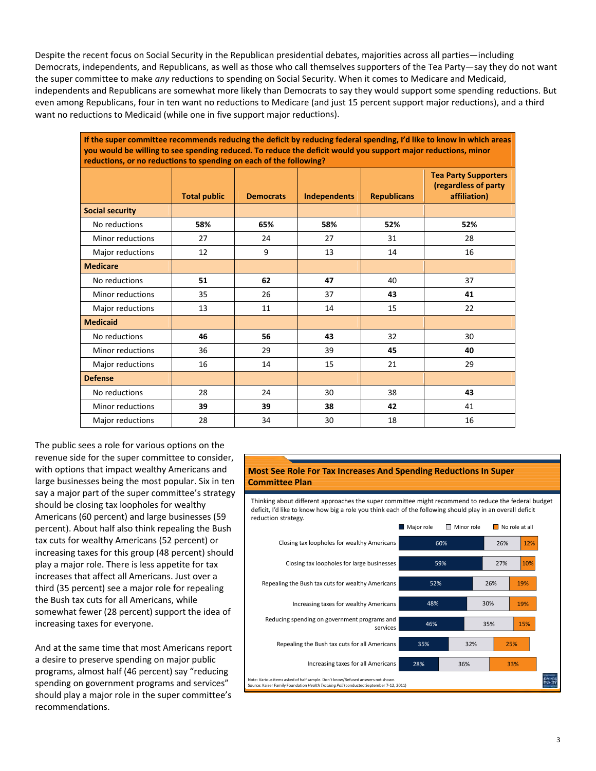Despite the recent focus on Social Security in the Republican presidential debates, majorities across all parties—including Democrats, independents, and Republicans, as well as those who call themselves supporters of the Tea Party—say they do not want the super committee to make *any* reductions to spending on Social Security. When it comes to Medicare and Medicaid, independents and Republicans are somewhat more likely than Democrats to say they would support some spending reductions. But even among Republicans, four in ten want no reductions to Medicare (and just 15 percent support major reductions), and a third want no reductions to Medicaid (while one in five support major reductions).

**If the super committee recommends reducing the deficit by reducing federal spending, I'd like to know in which areas you would be willing to see spending reduced. To reduce the deficit would you support major reductions, minor reductions, or no reductions to spending on each of the following?**

| | Total public | Democrats | Independents | Republicans | Tea Party Supporters (regardless of party affiliation) |
|---|---|---|---|---|---|
| **Social security** | | | | | |
| No reductions | **58%** | **65%** | **58%** | **52%** | **52%** |
| Minor reductions | 27 | 24 | 27 | 31 | 28 |
| Major reductions | 12 | 9 | 13 | 14 | 16 |
| **Medicare** | | | | | |
| No reductions | **51** | **62** | **47** | 40 | 37 |
| Minor reductions | 35 | 26 | 37 | **43** | **41** |
| Major reductions | 13 | 11 | 14 | 15 | 22 |
| **Medicaid** | | | | | |
| No reductions | **46** | **56** | **43** | 32 | 30 |
| Minor reductions | 36 | 29 | 39 | **45** | **40** |
| Major reductions | 16 | 14 | 15 | 21 | 29 |
| **Defense** | | | | | |
| No reductions | 28 | 24 | 30 | 38 | **43** |
| Minor reductions | **39** | **39** | **38** | **42** | 41 |
| Major reductions | 28 | 34 | 30 | 18 | 16 |

The public sees a role for various options on the revenue side for the super committee to consider, with options that impact wealthy Americans and large businesses being the most popular. Six in ten say a major part of the super committee's strategy should be closing tax loopholes for wealthy Americans (60 percent) and large businesses (59 percent). About half also think repealing the Bush tax cuts for wealthy Americans (52 percent) or increasing taxes for this group (48 percent) should play a major role. There is less appetite for tax increases that affect all Americans. Just over a third (35 percent) see a major role for repealing the Bush tax cuts for all Americans, while somewhat fewer (28 percent) support the idea of increasing taxes for everyone.

And at the same time that most Americans report a desire to preserve spending on major public programs, almost half (46 percent) say "reducing spending on government programs and services" should play a major role in the super committee's recommendations.

**Most See Role For Tax Increases And Spending Reductions In Super Committee Plan**

Thinking about different approaches the super committee might recommend to reduce the federal budget deficit, I'd like to know how big a role you think each of the following should play in an overall deficit reduction strategy.

| | Major role | Minor role | No role at all |
|---|---|---|---|
| Closing tax loopholes for wealthy Americans | 60% | 26% | 12% |
| Closing tax loopholes for large businesses | 59% | 27% | 10% |
| Repealing the Bush tax cuts for wealthy Americans | 52% | 26% | 19% |
| Increasing taxes for wealthy Americans | 48% | 30% | 19% |
| Reducing spending on government programs and services | 46% | 35% | 15% |
| Repealing the Bush tax cuts for all Americans | 35% | 32% | 25% |
| Increasing taxes for all Americans | 28% | 36% | 33% |

Note: Various items asked of half sample. Don't know/Refused answers not shown.
Source: Kaiser Family Foundation *Health Tracking Poll* (conducted September 7-12, 2011)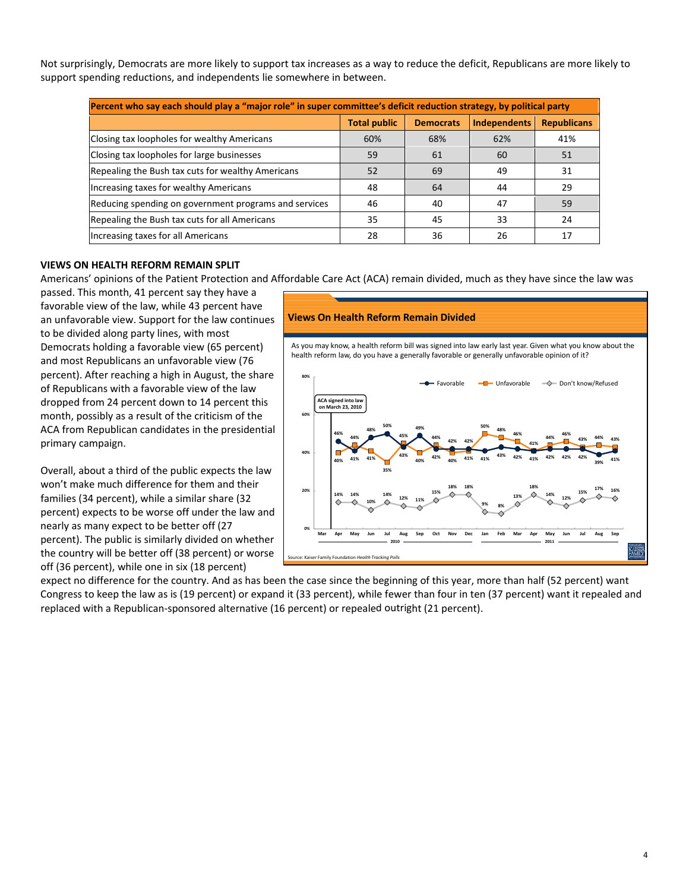Not surprisingly, Democrats are more likely to support tax increases as a way to reduce the deficit, Republicans are more likely to support spending reductions, and independents lie somewhere in between.

| Percent who say each should play a "major role" in super committee's deficit reduction strategy, by political party | | | | |
|---|---|---|---|---|
| | Total public | Democrats | Independents | Republicans |
| Closing tax loopholes for wealthy Americans | 60% | 68% | 62% | 41% |
| Closing tax loopholes for large businesses | 59 | 61 | 60 | 51 |
| Repealing the Bush tax cuts for wealthy Americans | 52 | 69 | 49 | 31 |
| Increasing taxes for wealthy Americans | 48 | 64 | 44 | 29 |
| Reducing spending on government programs and services | 46 | 40 | 47 | 59 |
| Repealing the Bush tax cuts for all Americans | 35 | 45 | 33 | 24 |
| Increasing taxes for all Americans | 28 | 36 | 26 | 17 |

**VIEWS ON HEALTH REFORM REMAIN SPLIT**

Americans' opinions of the Patient Protection and Affordable Care Act (ACA) remain divided, much as they have since the law was passed. This month, 41 percent say they have a favorable view of the law, while 43 percent have an unfavorable view. Support for the law continues to be divided along party lines, with most Democrats holding a favorable view (65 percent) and most Republicans an unfavorable view (76 percent). After reaching a high in August, the share of Republicans with a favorable view of the law dropped from 24 percent down to 14 percent this month, possibly as a result of the criticism of the ACA from Republican candidates in the presidential primary campaign.

**Views On Health Reform Remain Divided**

As you may know, a health reform bill was signed into law early last year. Given what you know about the health reform law, do you have a generally favorable or generally unfavorable opinion of it?

Source: Kaiser Family Foundation *Health Tracking Polls*

Overall, about a third of the public expects the law won't make much difference for them and their families (34 percent), while a similar share (32 percent) expects to be worse off under the law and nearly as many expect to be better off (27 percent). The public is similarly divided on whether the country will be better off (38 percent) or worse off (36 percent), while one in six (18 percent) expect no difference for the country. And as has been the case since the beginning of this year, more than half (52 percent) want Congress to keep the law as is (19 percent) or expand it (33 percent), while fewer than four in ten (37 percent) want it repealed and replaced with a Republican-sponsored alternative (16 percent) or repealed outright (21 percent).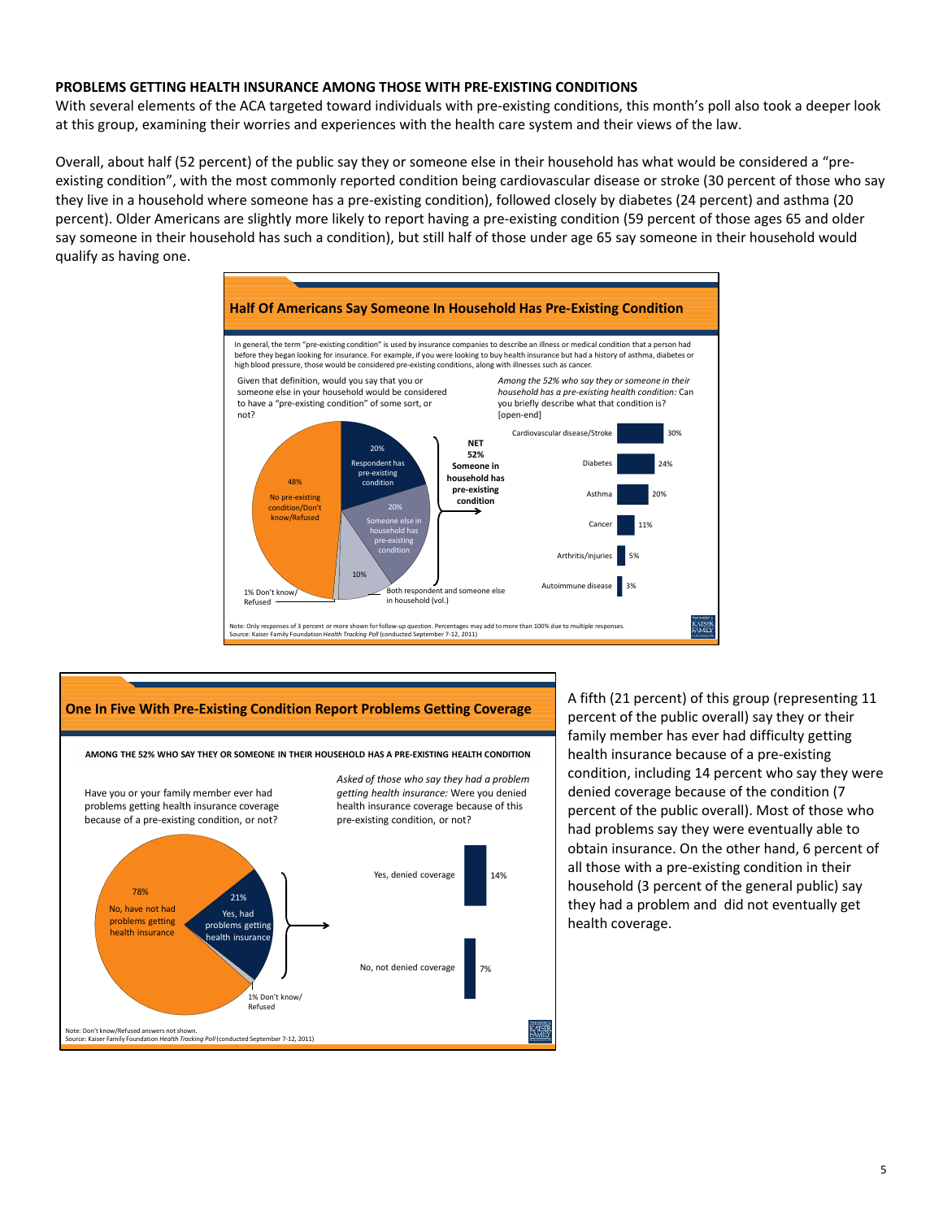**PROBLEMS GETTING HEALTH INSURANCE AMONG THOSE WITH PRE-EXISTING CONDITIONS**

With several elements of the ACA targeted toward individuals with pre-existing conditions, this month's poll also took a deeper look at this group, examining their worries and experiences with the health care system and their views of the law.

Overall, about half (52 percent) of the public say they or someone else in their household has what would be considered a "pre-existing condition", with the most commonly reported condition being cardiovascular disease or stroke (30 percent of those who say they live in a household where someone has a pre-existing condition), followed closely by diabetes (24 percent) and asthma (20 percent). Older Americans are slightly more likely to report having a pre-existing condition (59 percent of those ages 65 and older say someone in their household has such a condition), but still half of those under age 65 say someone in their household would qualify as having one.

**Half Of Americans Say Someone In Household Has Pre-Existing Condition**

In general, the term "pre-existing condition" is used by insurance companies to describe an illness or medical condition that a person had before they began looking for insurance. For example, if you were looking to buy health insurance but had a history of asthma, diabetes or high blood pressure, those would be considered pre-existing conditions, along with illnesses such as cancer.

Given that definition, would you say that you or someone else in your household would be considered to have a "pre-existing condition" of some sort, or not?

| Response | Percent |
|---|---|
| Respondent has pre-existing condition | 20% |
| Someone else in household has pre-existing condition | 20% |
| Both respondent and someone else in household (vol.) | 10% |
| No pre-existing condition/Don't know/Refused | 48% |
| Don't know/Refused | 1% |
| NET Someone in household has pre-existing condition | 52% |

*Among the 52% who say they or someone in their household has a pre-existing health condition:* Can you briefly describe what that condition is? [open-end]

| Condition | Percent |
|---|---|
| Cardiovascular disease/Stroke | 30% |
| Diabetes | 24% |
| Asthma | 20% |
| Cancer | 11% |
| Arthritis/injuries | 5% |
| Autoimmune disease | 3% |

Note: Only responses of 3 percent or more shown for follow-up question. Percentages may add to more than 100% due to multiple responses.
Source: Kaiser Family Foundation *Health Tracking Poll* (conducted September 7-12, 2011)

**One In Five With Pre-Existing Condition Report Problems Getting Coverage**

AMONG THE 52% WHO SAY THEY OR SOMEONE IN THEIR HOUSEHOLD HAS A PRE-EXISTING HEALTH CONDITION

Have you or your family member ever had problems getting health insurance coverage because of a pre-existing condition, or not?

| Response | Percent |
|---|---|
| Yes, had problems getting health insurance | 21% |
| No, have not had problems getting health insurance | 78% |
| Don't know/Refused | 1% |

*Asked of those who say they had a problem getting health insurance:* Were you denied health insurance coverage because of this pre-existing condition, or not?

| Response | Percent |
|---|---|
| Yes, denied coverage | 14% |
| No, not denied coverage | 7% |

Note: Don't know/Refused answers not shown.
Source: Kaiser Family Foundation *Health Tracking Poll* (conducted September 7-12, 2011)

A fifth (21 percent) of this group (representing 11 percent of the public overall) say they or their family member has ever had difficulty getting health insurance because of a pre-existing condition, including 14 percent who say they were denied coverage because of the condition (7 percent of the public overall). Most of those who had problems say they were eventually able to obtain insurance. On the other hand, 6 percent of all those with a pre-existing condition in their household (3 percent of the general public) say they had a problem and did not eventually get health coverage.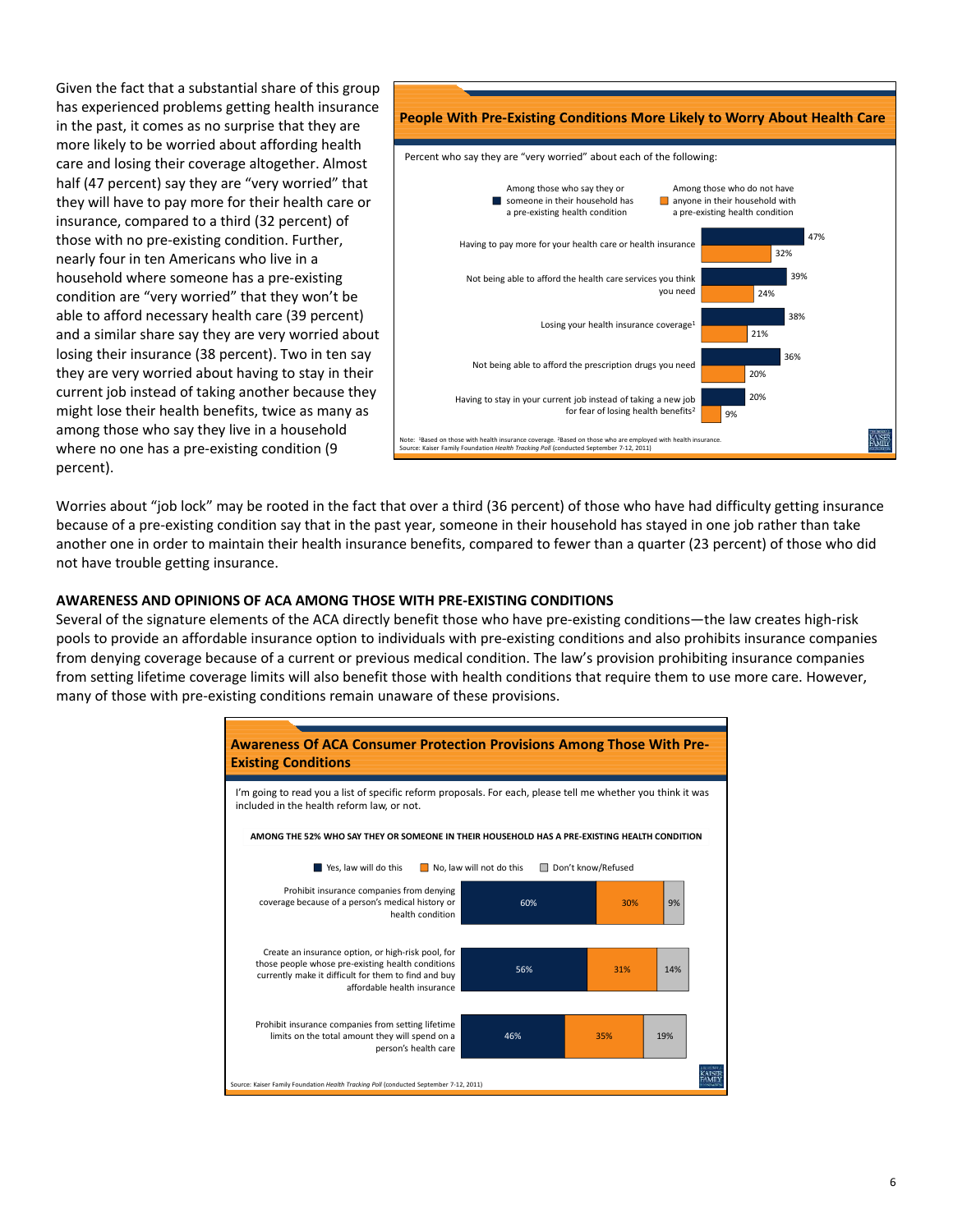Given the fact that a substantial share of this group has experienced problems getting health insurance in the past, it comes as no surprise that they are more likely to be worried about affording health care and losing their coverage altogether. Almost half (47 percent) say they are "very worried" that they will have to pay more for their health care or insurance, compared to a third (32 percent) of those with no pre-existing condition. Further, nearly four in ten Americans who live in a household where someone has a pre-existing condition are "very worried" that they won't be able to afford necessary health care (39 percent) and a similar share say they are very worried about losing their insurance (38 percent). Two in ten say they are very worried about having to stay in their current job instead of taking another because they might lose their health benefits, twice as many as among those who say they live in a household where no one has a pre-existing condition (9 percent).

**People With Pre-Existing Conditions More Likely to Worry About Health Care**

Percent who say they are "very worried" about each of the following:

| | Among those who say they or someone in their household has a pre-existing health condition | Among those who do not have anyone in their household with a pre-existing health condition |
|---|---|---|
| Having to pay more for your health care or health insurance | 47% | 32% |
| Not being able to afford the health care services you think you need | 39% | 24% |
| Losing your health insurance coverage[1] | 38% | 21% |
| Not being able to afford the prescription drugs you need | 36% | 20% |
| Having to stay in your current job instead of taking a new job for fear of losing health benefits[2] | 20% | 9% |

Note: [1]Based on those with health insurance coverage. [2]Based on those who are employed with health insurance.
Source: Kaiser Family Foundation *Health Tracking Poll* (conducted September 7-12, 2011)

Worries about "job lock" may be rooted in the fact that over a third (36 percent) of those who have had difficulty getting insurance because of a pre-existing condition say that in the past year, someone in their household has stayed in one job rather than take another one in order to maintain their health insurance benefits, compared to fewer than a quarter (23 percent) of those who did not have trouble getting insurance.

**AWARENESS AND OPINIONS OF ACA AMONG THOSE WITH PRE-EXISTING CONDITIONS**

Several of the signature elements of the ACA directly benefit those who have pre-existing conditions—the law creates high-risk pools to provide an affordable insurance option to individuals with pre-existing conditions and also prohibits insurance companies from denying coverage because of a current or previous medical condition. The law's provision prohibiting insurance companies from setting lifetime coverage limits will also benefit those with health conditions that require them to use more care. However, many of those with pre-existing conditions remain unaware of these provisions.

**Awareness Of ACA Consumer Protection Provisions Among Those With Pre-Existing Conditions**

I'm going to read you a list of specific reform proposals. For each, please tell me whether you think it was included in the health reform law, or not.

AMONG THE 52% WHO SAY THEY OR SOMEONE IN THEIR HOUSEHOLD HAS A PRE-EXISTING HEALTH CONDITION

| | Yes, law will do this | No, law will not do this | Don't know/Refused |
|---|---|---|---|
| Prohibit insurance companies from denying coverage because of a person's medical history or health condition | 60% | 30% | 9% |
| Create an insurance option, or high-risk pool, for those people whose pre-existing health conditions currently make it difficult for them to find and buy affordable health insurance | 56% | 31% | 14% |
| Prohibit insurance companies from setting lifetime limits on the total amount they will spend on a person's health care | 46% | 35% | 19% |

Source: Kaiser Family Foundation *Health Tracking Poll* (conducted September 7-12, 2011)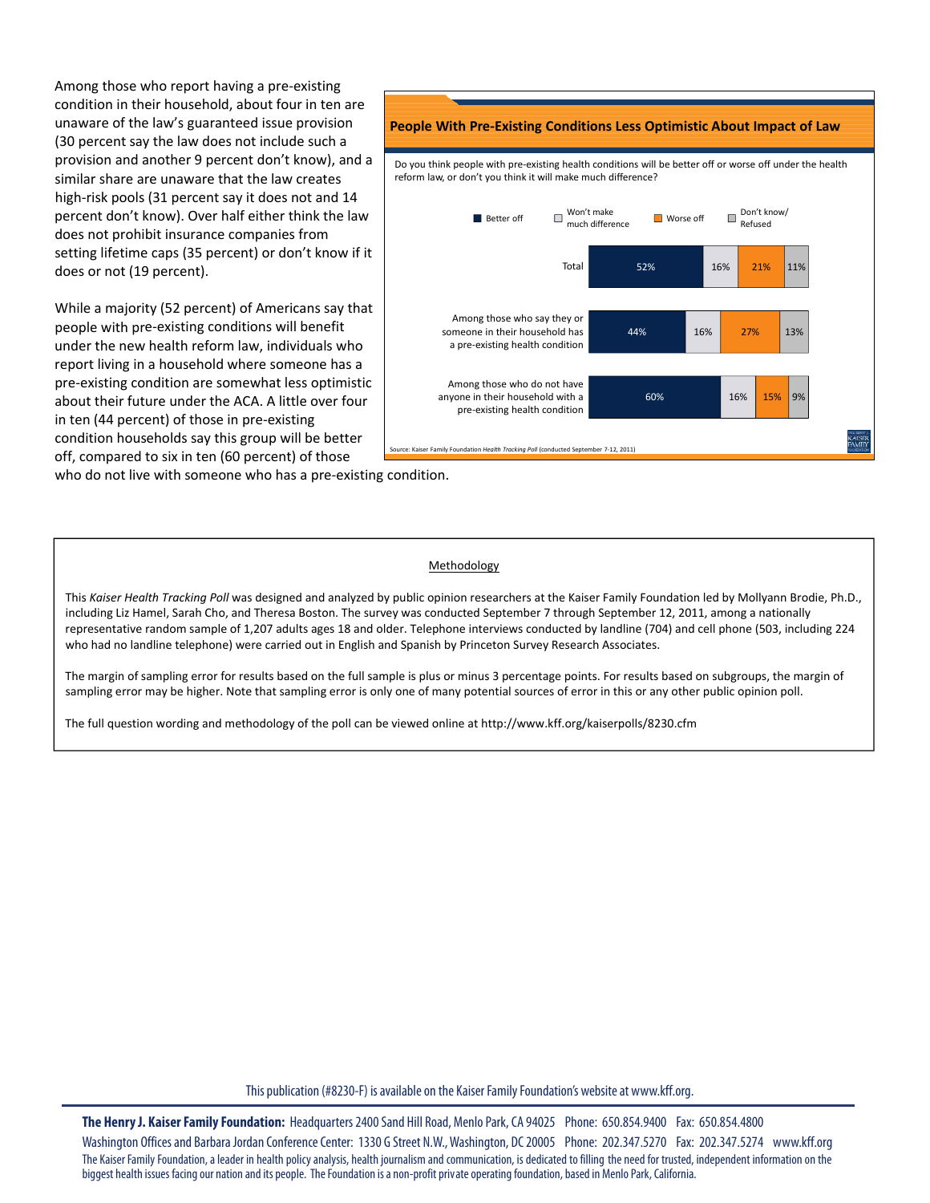Among those who report having a pre-existing condition in their household, about four in ten are unaware of the law's guaranteed issue provision (30 percent say the law does not include such a provision and another 9 percent don't know), and a similar share are unaware that the law creates high-risk pools (31 percent say it does not and 14 percent don't know). Over half either think the law does not prohibit insurance companies from setting lifetime caps (35 percent) or don't know if it does or not (19 percent).

While a majority (52 percent) of Americans say that people with pre-existing conditions will benefit under the new health reform law, individuals who report living in a household where someone has a pre-existing condition are somewhat less optimistic about their future under the ACA. A little over four in ten (44 percent) of those in pre-existing condition households say this group will be better off, compared to six in ten (60 percent) of those who do not live with someone who has a pre-existing condition.

**People With Pre-Existing Conditions Less Optimistic About Impact of Law**

Do you think people with pre-existing health conditions will be better off or worse off under the health reform law, or don't you think it will make much difference?

Better off
Won't make much difference
Worse off
Don't know/ Refused

Total
52%
16%
21%
11%

Among those who say they or someone in their household has a pre-existing health condition
44%
16%
27%
13%

Among those who do not have anyone in their household with a pre-existing health condition
60%
16%
15%
9%

Source: Kaiser Family Foundation *Health Tracking Poll* (conducted September 7-12, 2011)

## Methodology

This *Kaiser Health Tracking Poll* was designed and analyzed by public opinion researchers at the Kaiser Family Foundation led by Mollyann Brodie, Ph.D., including Liz Hamel, Sarah Cho, and Theresa Boston. The survey was conducted September 7 through September 12, 2011, among a nationally representative random sample of 1,207 adults ages 18 and older. Telephone interviews conducted by landline (704) and cell phone (503, including 224 who had no landline telephone) were carried out in English and Spanish by Princeton Survey Research Associates.

The margin of sampling error for results based on the full sample is plus or minus 3 percentage points. For results based on subgroups, the margin of sampling error may be higher. Note that sampling error is only one of many potential sources of error in this or any other public opinion poll.

The full question wording and methodology of the poll can be viewed online at http://www.kff.org/kaiserpolls/8230.cfm

This publication (#8230-F) is available on the Kaiser Family Foundation's website at www.kff.org.

**The Henry J. Kaiser Family Foundation:** Headquarters 2400 Sand Hill Road, Menlo Park, CA 94025 Phone: 650.854.9400 Fax: 650.854.4800
Washington Offices and Barbara Jordan Conference Center: 1330 G Street N.W., Washington, DC 20005 Phone: 202.347.5270 Fax: 202.347.5274 www.kff.org
The Kaiser Family Foundation, a leader in health policy analysis, health journalism and communication, is dedicated to filling the need for trusted, independent information on the biggest health issues facing our nation and its people. The Foundation is a non-profit private operating foundation, based in Menlo Park, California.